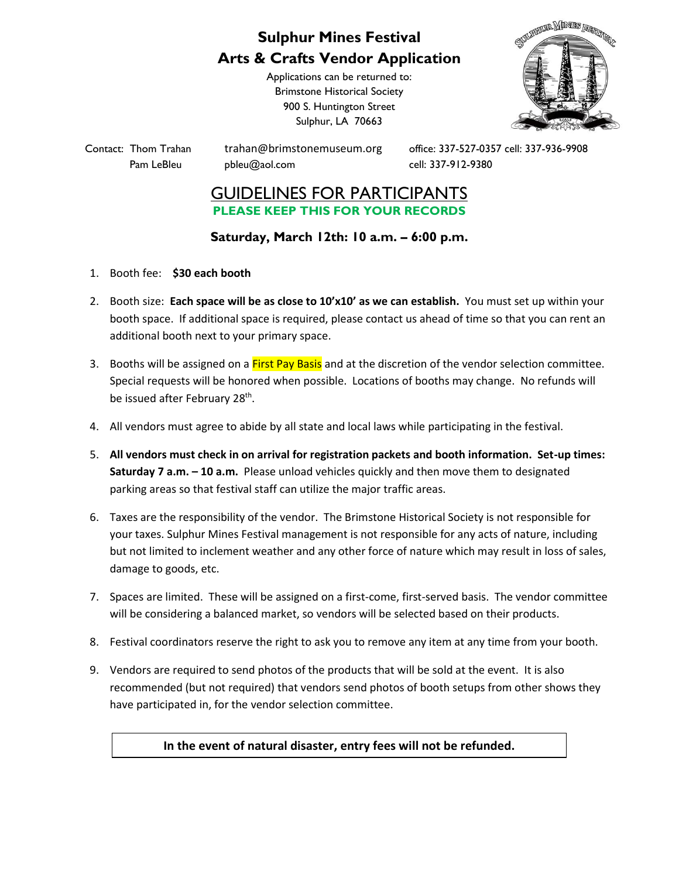# Sulphur Mines Festival
# Arts & Crafts Vendor Application

Applications can be returned to:
Brimstone Historical Society
900 S. Huntington Street
Sulphur, LA 70663

Contact: Thom Trahan — trahan@brimstonemuseum.org — office: 337-527-0357 cell: 337-936-9908
Pam LeBleu — pbleu@aol.com — cell: 337-912-9380

## GUIDELINES FOR PARTICIPANTS

**PLEASE KEEP THIS FOR YOUR RECORDS**

**Saturday, March 12th: 10 a.m. – 6:00 p.m.**

1. Booth fee: **$30 each booth**
2. Booth size: **Each space will be as close to 10'x10' as we can establish.** You must set up within your booth space. If additional space is required, please contact us ahead of time so that you can rent an additional booth next to your primary space.
3. Booths will be assigned on a First Pay Basis and at the discretion of the vendor selection committee. Special requests will be honored when possible. Locations of booths may change. No refunds will be issued after February 28th.
4. All vendors must agree to abide by all state and local laws while participating in the festival.
5. **All vendors must check in on arrival for registration packets and booth information. Set-up times: Saturday 7 a.m. – 10 a.m.** Please unload vehicles quickly and then move them to designated parking areas so that festival staff can utilize the major traffic areas.
6. Taxes are the responsibility of the vendor. The Brimstone Historical Society is not responsible for your taxes. Sulphur Mines Festival management is not responsible for any acts of nature, including but not limited to inclement weather and any other force of nature which may result in loss of sales, damage to goods, etc.
7. Spaces are limited. These will be assigned on a first-come, first-served basis. The vendor committee will be considering a balanced market, so vendors will be selected based on their products.
8. Festival coordinators reserve the right to ask you to remove any item at any time from your booth.
9. Vendors are required to send photos of the products that will be sold at the event. It is also recommended (but not required) that vendors send photos of booth setups from other shows they have participated in, for the vendor selection committee.

**In the event of natural disaster, entry fees will not be refunded.**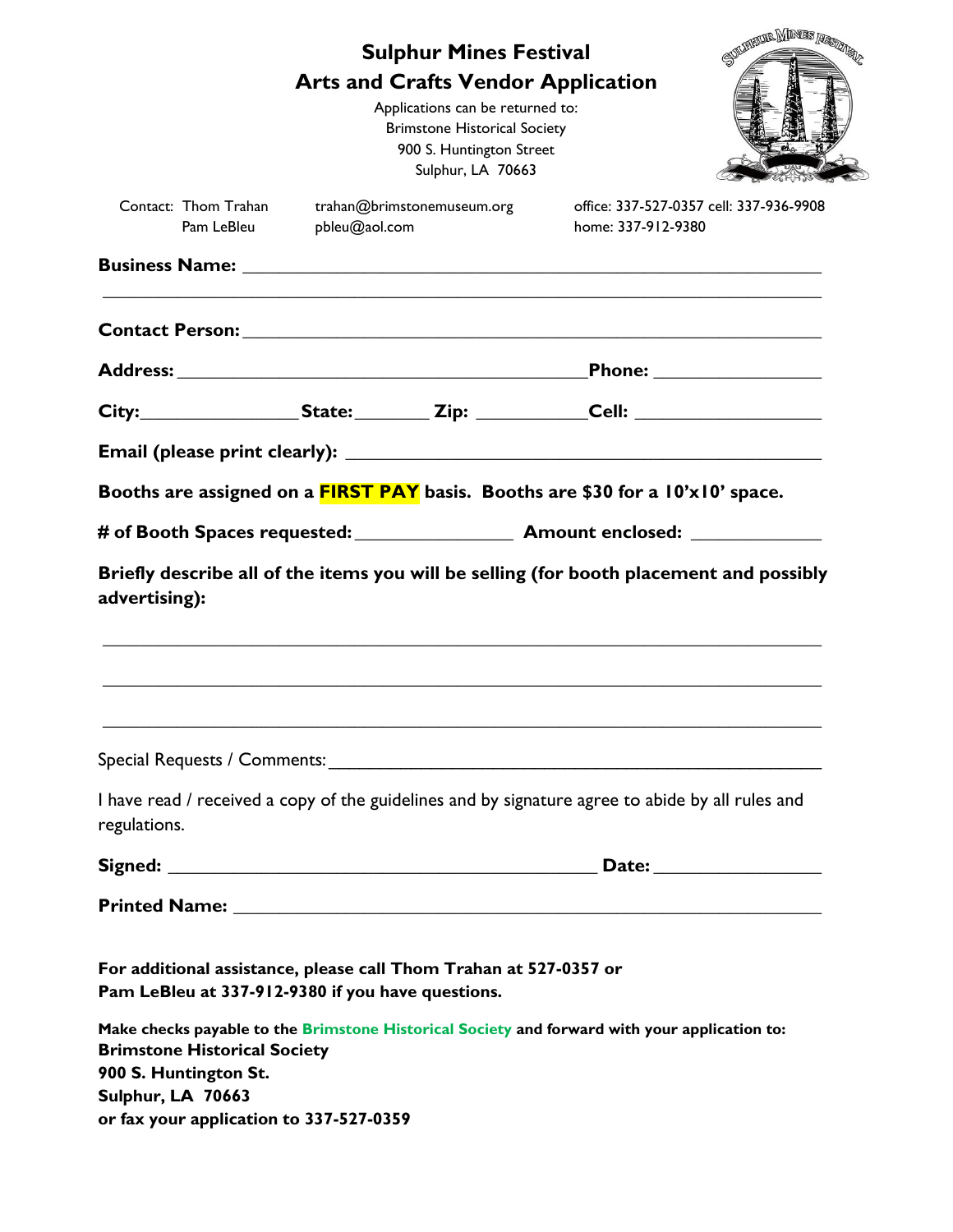# Sulphur Mines Festival

## Arts and Crafts Vendor Application

Applications can be returned to:
Brimstone Historical Society
900 S. Huntington Street
Sulphur, LA 70663

Contact: Thom Trahan trahan@brimstonemuseum.org office: 337-527-0357 cell: 337-936-9908
Pam LeBleu pbleu@aol.com home: 337-912-9380

**Business Name:** ______________________________________________________________

______________________________________________________________

**Contact Person:** ______________________________________________________________

**Address:** ___________________________________________ **Phone:** __________________

**City:** ________________ **State:** ________ **Zip:** ___________ **Cell:** ___________________

**Email (please print clearly):** _______________________________________________

**Booths are assigned on a FIRST PAY basis. Booths are $30 for a 10'x10' space.**

**# of Booth Spaces requested:** ________________ **Amount enclosed:** _____________

**Briefly describe all of the items you will be selling (for booth placement and possibly advertising):**

______________________________________________________________

______________________________________________________________

______________________________________________________________

Special Requests / Comments: ______________________________________________

I have read / received a copy of the guidelines and by signature agree to abide by all rules and regulations.

**Signed:** ____________________________________________ **Date:** _________________

**Printed Name:** ______________________________________________________________

**For additional assistance, please call Thom Trahan at 527-0357 or Pam LeBleu at 337-912-9380 if you have questions.**

**Make checks payable to the Brimstone Historical Society and forward with your application to:**
**Brimstone Historical Society**
**900 S. Huntington St.**
**Sulphur, LA 70663**
**or fax your application to 337-527-0359**